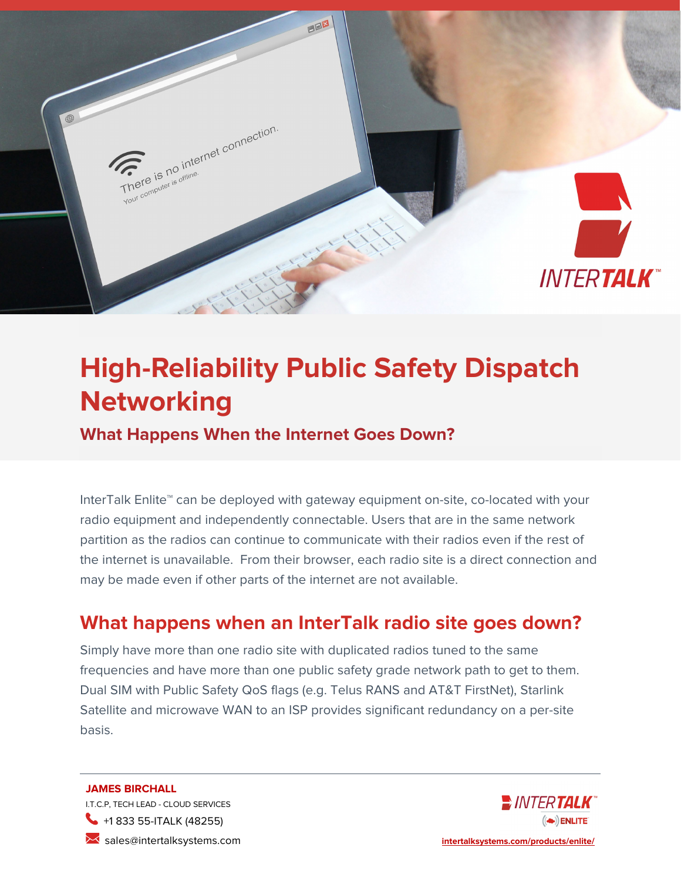# High-Reliability Public Safety Dispatch Networking

### What Happens When the Internet Goes Down?

InterTalk Enlite™ can be deployed with gateway equipment on-site, co-located with your radio equipment and independently connectable. Users that are in the same network partition as the radios can continue to communicate with their radios even if the rest of the internet is unavailable. From their browser, each radio site is a direct connection and may be made even if other parts of the internet are not available.

## What happens when an InterTalk radio site goes down?

Simply have more than one radio site with duplicated radios tuned to the same frequencies and have more than one public safety grade network path to get to them. Dual SIM with Public Safety QoS flags (e.g. Telus RANS and AT&T FirstNet), Starlink Satellite and microwave WAN to an ISP provides significant redundancy on a per-site basis.

---

**JAMES BIRCHALL**
I.T.C.P, TECH LEAD - CLOUD SERVICES
+1 833 55-ITALK (48255)
sales@intertalksystems.com

INTERTALK™ ENLITE™
intertalksystems.com/products/enlite/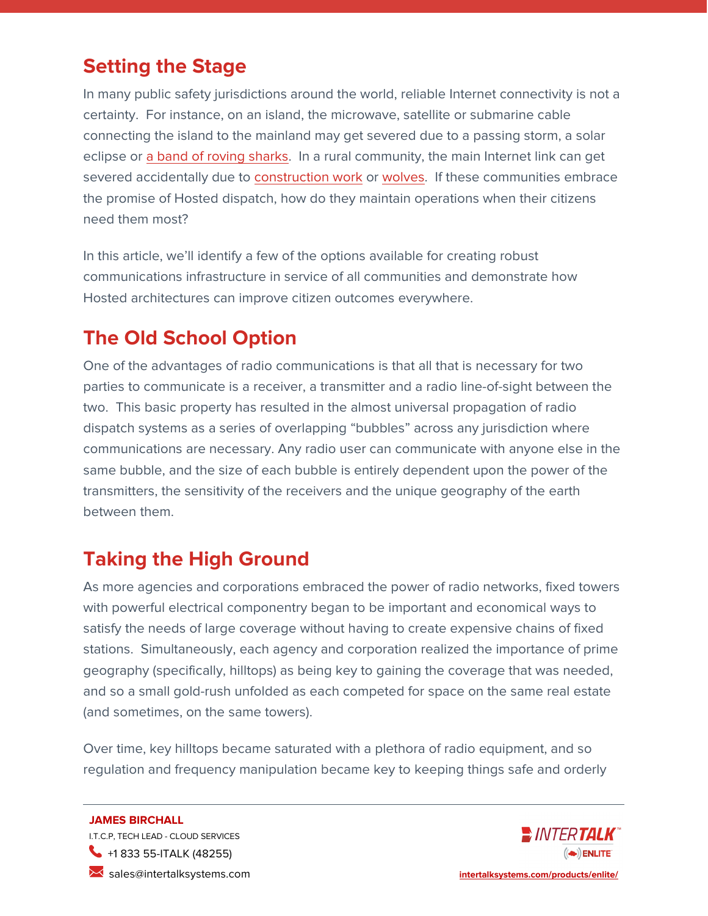## Setting the Stage

In many public safety jurisdictions around the world, reliable Internet connectivity is not a certainty. For instance, on an island, the microwave, satellite or submarine cable connecting the island to the mainland may get severed due to a passing storm, a solar eclipse or a band of roving sharks. In a rural community, the main Internet link can get severed accidentally due to construction work or wolves. If these communities embrace the promise of Hosted dispatch, how do they maintain operations when their citizens need them most?

In this article, we'll identify a few of the options available for creating robust communications infrastructure in service of all communities and demonstrate how Hosted architectures can improve citizen outcomes everywhere.

## The Old School Option

One of the advantages of radio communications is that all that is necessary for two parties to communicate is a receiver, a transmitter and a radio line-of-sight between the two. This basic property has resulted in the almost universal propagation of radio dispatch systems as a series of overlapping "bubbles" across any jurisdiction where communications are necessary. Any radio user can communicate with anyone else in the same bubble, and the size of each bubble is entirely dependent upon the power of the transmitters, the sensitivity of the receivers and the unique geography of the earth between them.

## Taking the High Ground

As more agencies and corporations embraced the power of radio networks, fixed towers with powerful electrical componentry began to be important and economical ways to satisfy the needs of large coverage without having to create expensive chains of fixed stations. Simultaneously, each agency and corporation realized the importance of prime geography (specifically, hilltops) as being key to gaining the coverage that was needed, and so a small gold-rush unfolded as each competed for space on the same real estate (and sometimes, on the same towers).

Over time, key hilltops became saturated with a plethora of radio equipment, and so regulation and frequency manipulation became key to keeping things safe and orderly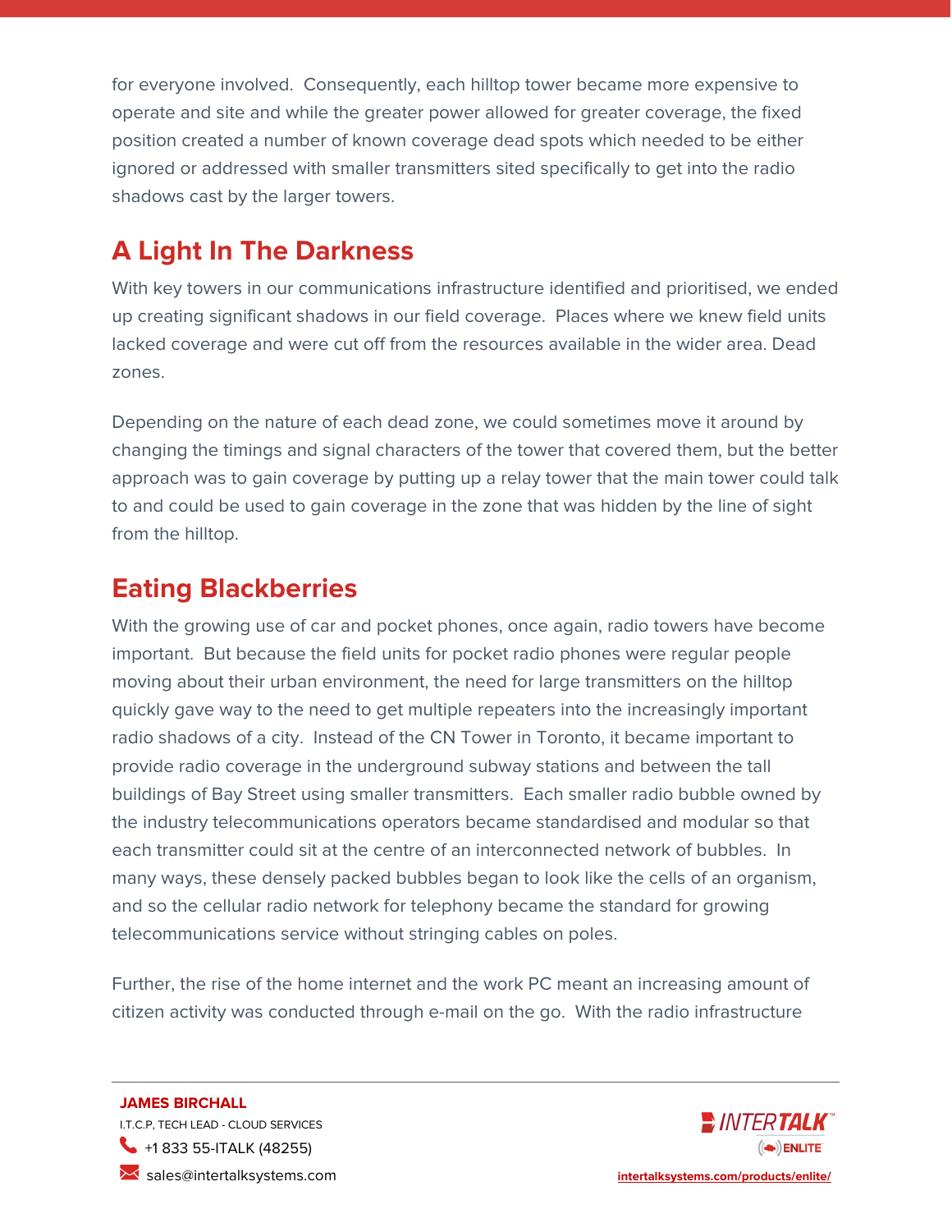for everyone involved. Consequently, each hilltop tower became more expensive to operate and site and while the greater power allowed for greater coverage, the fixed position created a number of known coverage dead spots which needed to be either ignored or addressed with smaller transmitters sited specifically to get into the radio shadows cast by the larger towers.

## A Light In The Darkness

With key towers in our communications infrastructure identified and prioritised, we ended up creating significant shadows in our field coverage. Places where we knew field units lacked coverage and were cut off from the resources available in the wider area. Dead zones.

Depending on the nature of each dead zone, we could sometimes move it around by changing the timings and signal characters of the tower that covered them, but the better approach was to gain coverage by putting up a relay tower that the main tower could talk to and could be used to gain coverage in the zone that was hidden by the line of sight from the hilltop.

## Eating Blackberries

With the growing use of car and pocket phones, once again, radio towers have become important. But because the field units for pocket radio phones were regular people moving about their urban environment, the need for large transmitters on the hilltop quickly gave way to the need to get multiple repeaters into the increasingly important radio shadows of a city. Instead of the CN Tower in Toronto, it became important to provide radio coverage in the underground subway stations and between the tall buildings of Bay Street using smaller transmitters. Each smaller radio bubble owned by the industry telecommunications operators became standardised and modular so that each transmitter could sit at the centre of an interconnected network of bubbles. In many ways, these densely packed bubbles began to look like the cells of an organism, and so the cellular radio network for telephony became the standard for growing telecommunications service without stringing cables on poles.

Further, the rise of the home internet and the work PC meant an increasing amount of citizen activity was conducted through e-mail on the go. With the radio infrastructure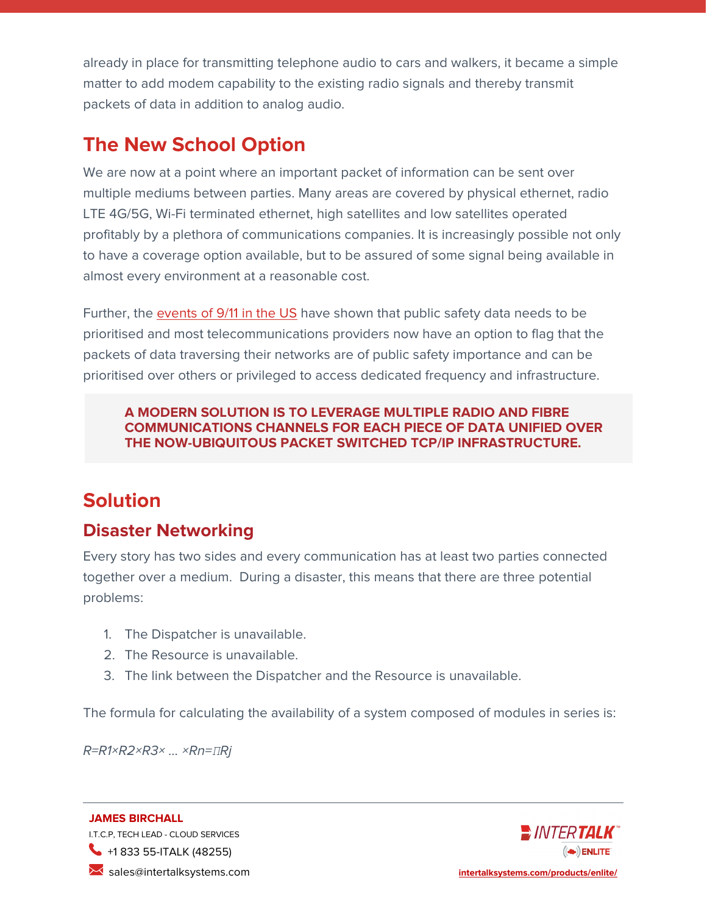already in place for transmitting telephone audio to cars and walkers, it became a simple matter to add modem capability to the existing radio signals and thereby transmit packets of data in addition to analog audio.

## The New School Option

We are now at a point where an important packet of information can be sent over multiple mediums between parties. Many areas are covered by physical ethernet, radio LTE 4G/5G, Wi-Fi terminated ethernet, high satellites and low satellites operated profitably by a plethora of communications companies. It is increasingly possible not only to have a coverage option available, but to be assured of some signal being available in almost every environment at a reasonable cost.

Further, the events of 9/11 in the US have shown that public safety data needs to be prioritised and most telecommunications providers now have an option to flag that the packets of data traversing their networks are of public safety importance and can be prioritised over others or privileged to access dedicated frequency and infrastructure.

> **A MODERN SOLUTION IS TO LEVERAGE MULTIPLE RADIO AND FIBRE COMMUNICATIONS CHANNELS FOR EACH PIECE OF DATA UNIFIED OVER THE NOW-UBIQUITOUS PACKET SWITCHED TCP/IP INFRASTRUCTURE.**

## Solution

### Disaster Networking

Every story has two sides and every communication has at least two parties connected together over a medium. During a disaster, this means that there are three potential problems:

1. The Dispatcher is unavailable.
2. The Resource is unavailable.
3. The link between the Dispatcher and the Resource is unavailable.

The formula for calculating the availability of a system composed of modules in series is:

$$R = R_1 \times R_2 \times R_3 \times \ldots \times R_n = \prod R_j$$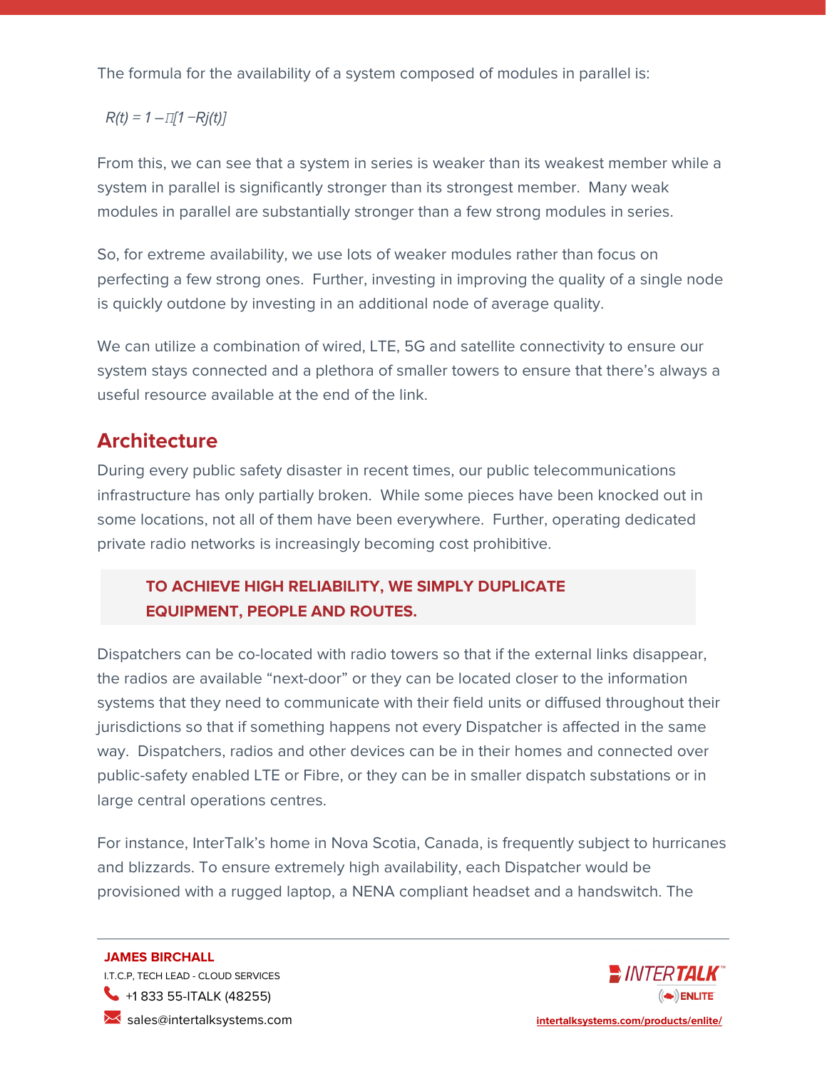The formula for the availability of a system composed of modules in parallel is:

$$R(t) = 1 - \prod[1 - R_j(t)]$$

From this, we can see that a system in series is weaker than its weakest member while a system in parallel is significantly stronger than its strongest member. Many weak modules in parallel are substantially stronger than a few strong modules in series.

So, for extreme availability, we use lots of weaker modules rather than focus on perfecting a few strong ones. Further, investing in improving the quality of a single node is quickly outdone by investing in an additional node of average quality.

We can utilize a combination of wired, LTE, 5G and satellite connectivity to ensure our system stays connected and a plethora of smaller towers to ensure that there's always a useful resource available at the end of the link.

## Architecture

During every public safety disaster in recent times, our public telecommunications infrastructure has only partially broken. While some pieces have been knocked out in some locations, not all of them have been everywhere. Further, operating dedicated private radio networks is increasingly becoming cost prohibitive.

> **TO ACHIEVE HIGH RELIABILITY, WE SIMPLY DUPLICATE EQUIPMENT, PEOPLE AND ROUTES.**

Dispatchers can be co-located with radio towers so that if the external links disappear, the radios are available "next-door" or they can be located closer to the information systems that they need to communicate with their field units or diffused throughout their jurisdictions so that if something happens not every Dispatcher is affected in the same way. Dispatchers, radios and other devices can be in their homes and connected over public-safety enabled LTE or Fibre, or they can be in smaller dispatch substations or in large central operations centres.

For instance, InterTalk's home in Nova Scotia, Canada, is frequently subject to hurricanes and blizzards. To ensure extremely high availability, each Dispatcher would be provisioned with a rugged laptop, a NENA compliant headset and a handswitch. The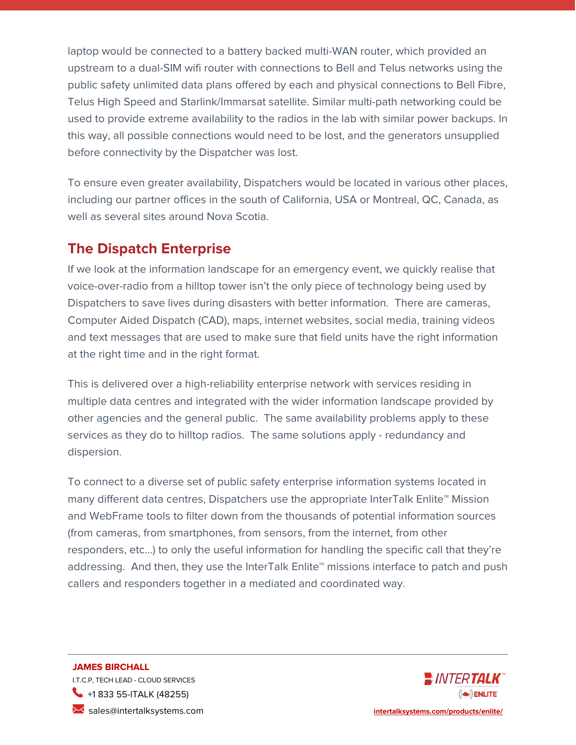laptop would be connected to a battery backed multi-WAN router, which provided an upstream to a dual-SIM wifi router with connections to Bell and Telus networks using the public safety unlimited data plans offered by each and physical connections to Bell Fibre, Telus High Speed and Starlink/Immarsat satellite. Similar multi-path networking could be used to provide extreme availability to the radios in the lab with similar power backups. In this way, all possible connections would need to be lost, and the generators unsupplied before connectivity by the Dispatcher was lost.

To ensure even greater availability, Dispatchers would be located in various other places, including our partner offices in the south of California, USA or Montreal, QC, Canada, as well as several sites around Nova Scotia.

## The Dispatch Enterprise

If we look at the information landscape for an emergency event, we quickly realise that voice-over-radio from a hilltop tower isn't the only piece of technology being used by Dispatchers to save lives during disasters with better information.  There are cameras, Computer Aided Dispatch (CAD), maps, internet websites, social media, training videos and text messages that are used to make sure that field units have the right information at the right time and in the right format.

This is delivered over a high-reliability enterprise network with services residing in multiple data centres and integrated with the wider information landscape provided by other agencies and the general public.  The same availability problems apply to these services as they do to hilltop radios.  The same solutions apply - redundancy and dispersion.

To connect to a diverse set of public safety enterprise information systems located in many different data centres, Dispatchers use the appropriate InterTalk Enlite™ Mission and WebFrame tools to filter down from the thousands of potential information sources (from cameras, from smartphones, from sensors, from the internet, from other responders, etc...) to only the useful information for handling the specific call that they're addressing.  And then, they use the InterTalk Enlite™ missions interface to patch and push callers and responders together in a mediated and coordinated way.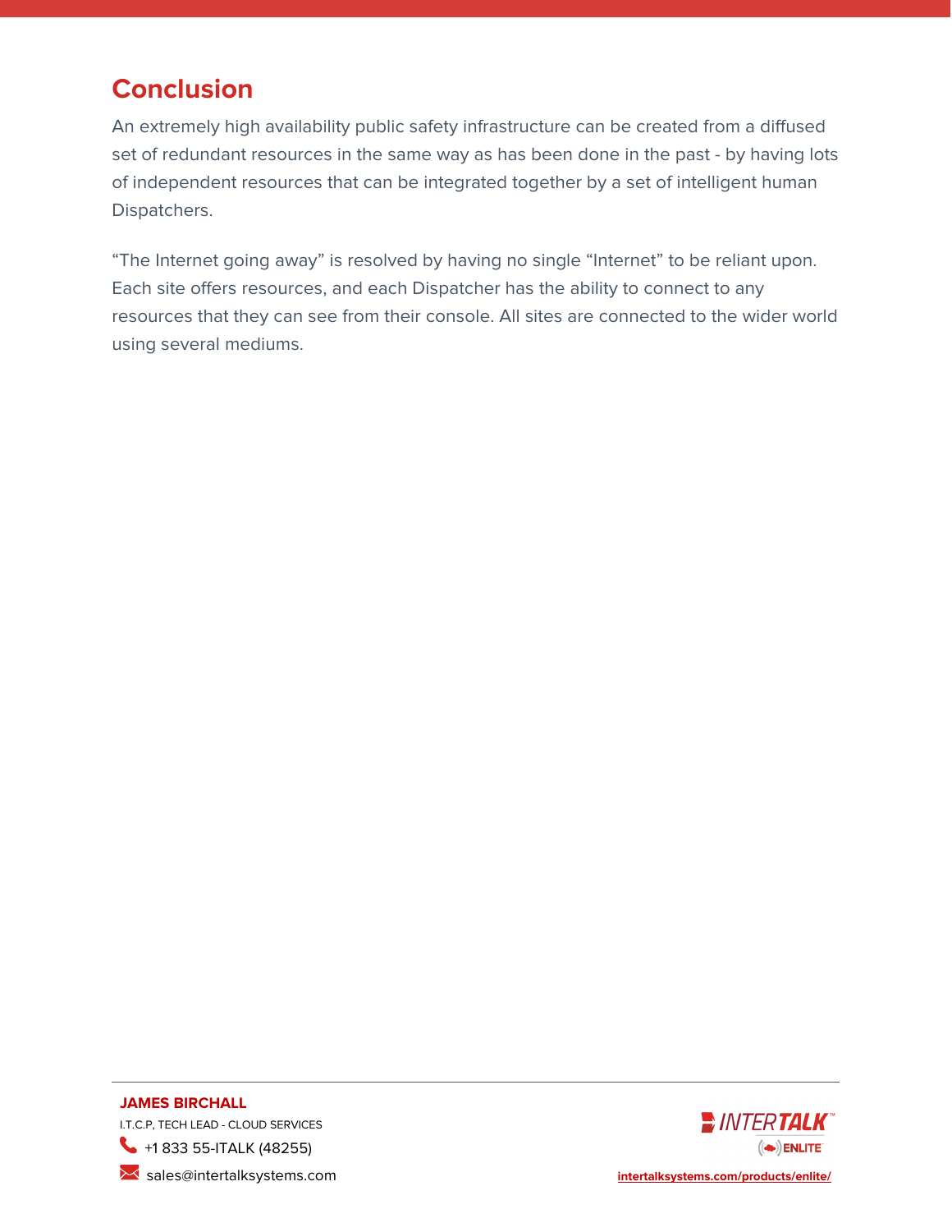## Conclusion

An extremely high availability public safety infrastructure can be created from a diffused set of redundant resources in the same way as has been done in the past - by having lots of independent resources that can be integrated together by a set of intelligent human Dispatchers.

"The Internet going away" is resolved by having no single "Internet" to be reliant upon. Each site offers resources, and each Dispatcher has the ability to connect to any resources that they can see from their console. All sites are connected to the wider world using several mediums.

**JAMES BIRCHALL**
I.T.C.P, TECH LEAD - CLOUD SERVICES
+1 833 55-ITALK (48255)
sales@intertalksystems.com

INTERTALK™
ENLITE
intertalksystems.com/products/enlite/